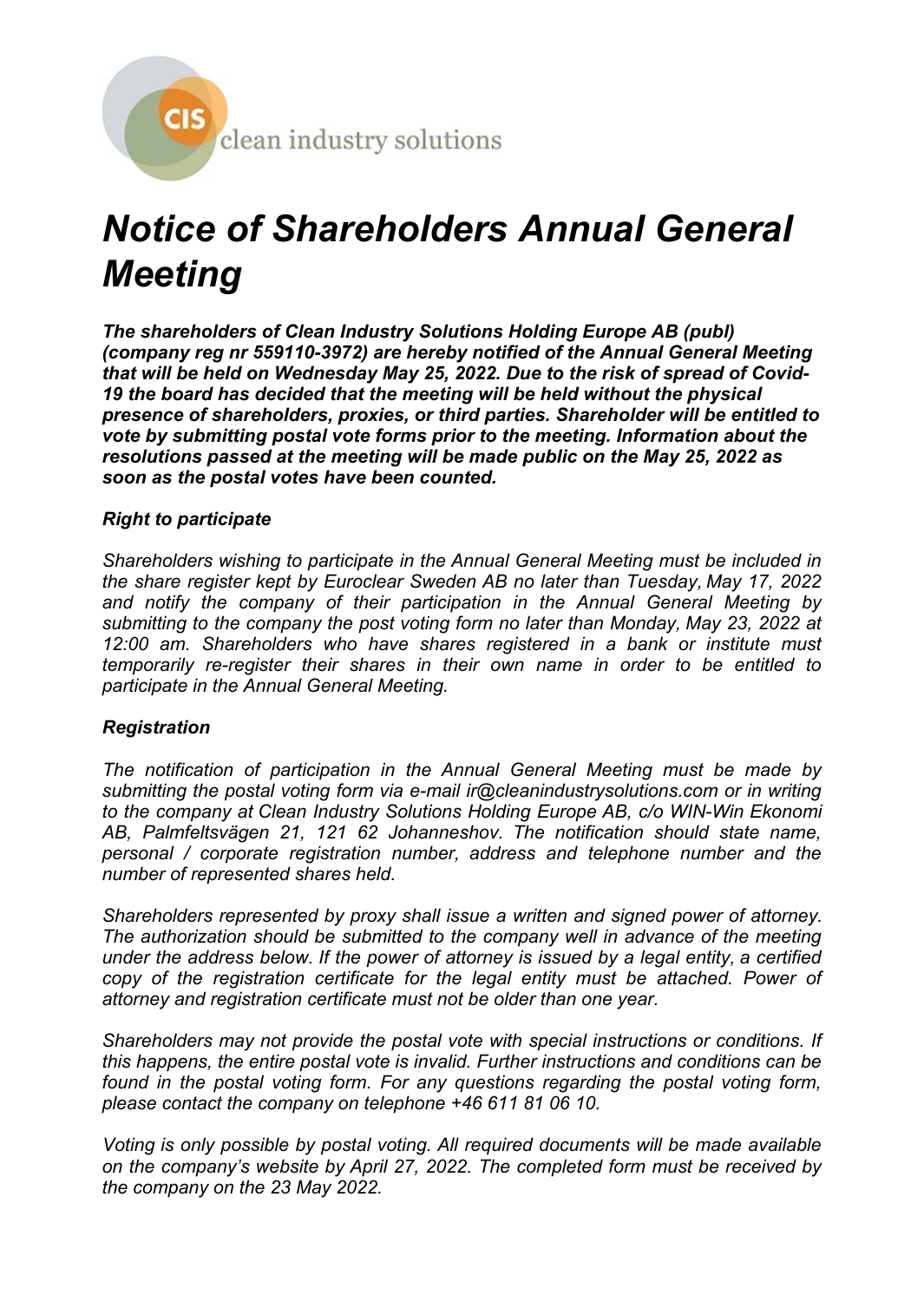CIS clean industry solutions

# *Notice of Shareholders Annual General Meeting*

***The shareholders of Clean Industry Solutions Holding Europe AB (publ) (company reg nr 559110-3972) are hereby notified of the Annual General Meeting that will be held on Wednesday May 25, 2022. Due to the risk of spread of Covid-19 the board has decided that the meeting will be held without the physical presence of shareholders, proxies, or third parties. Shareholder will be entitled to vote by submitting postal vote forms prior to the meeting. Information about the resolutions passed at the meeting will be made public on the May 25, 2022 as soon as the postal votes have been counted.***

***Right to participate***

*Shareholders wishing to participate in the Annual General Meeting must be included in the share register kept by Euroclear Sweden AB no later than Tuesday, May 17, 2022 and notify the company of their participation in the Annual General Meeting by submitting to the company the post voting form no later than Monday, May 23, 2022 at 12:00 am. Shareholders who have shares registered in a bank or institute must temporarily re-register their shares in their own name in order to be entitled to participate in the Annual General Meeting.*

***Registration***

*The notification of participation in the Annual General Meeting must be made by submitting the postal voting form via e-mail ir@cleanindustrysolutions.com or in writing to the company at Clean Industry Solutions Holding Europe AB, c/o WIN-Win Ekonomi AB, Palmfeltsvägen 21, 121 62 Johanneshov. The notification should state name, personal / corporate registration number, address and telephone number and the number of represented shares held.*

*Shareholders represented by proxy shall issue a written and signed power of attorney. The authorization should be submitted to the company well in advance of the meeting under the address below. If the power of attorney is issued by a legal entity, a certified copy of the registration certificate for the legal entity must be attached. Power of attorney and registration certificate must not be older than one year.*

*Shareholders may not provide the postal vote with special instructions or conditions. If this happens, the entire postal vote is invalid. Further instructions and conditions can be found in the postal voting form. For any questions regarding the postal voting form, please contact the company on telephone +46 611 81 06 10.*

*Voting is only possible by postal voting. All required documents will be made available on the company's website by April 27, 2022. The completed form must be received by the company on the 23 May 2022.*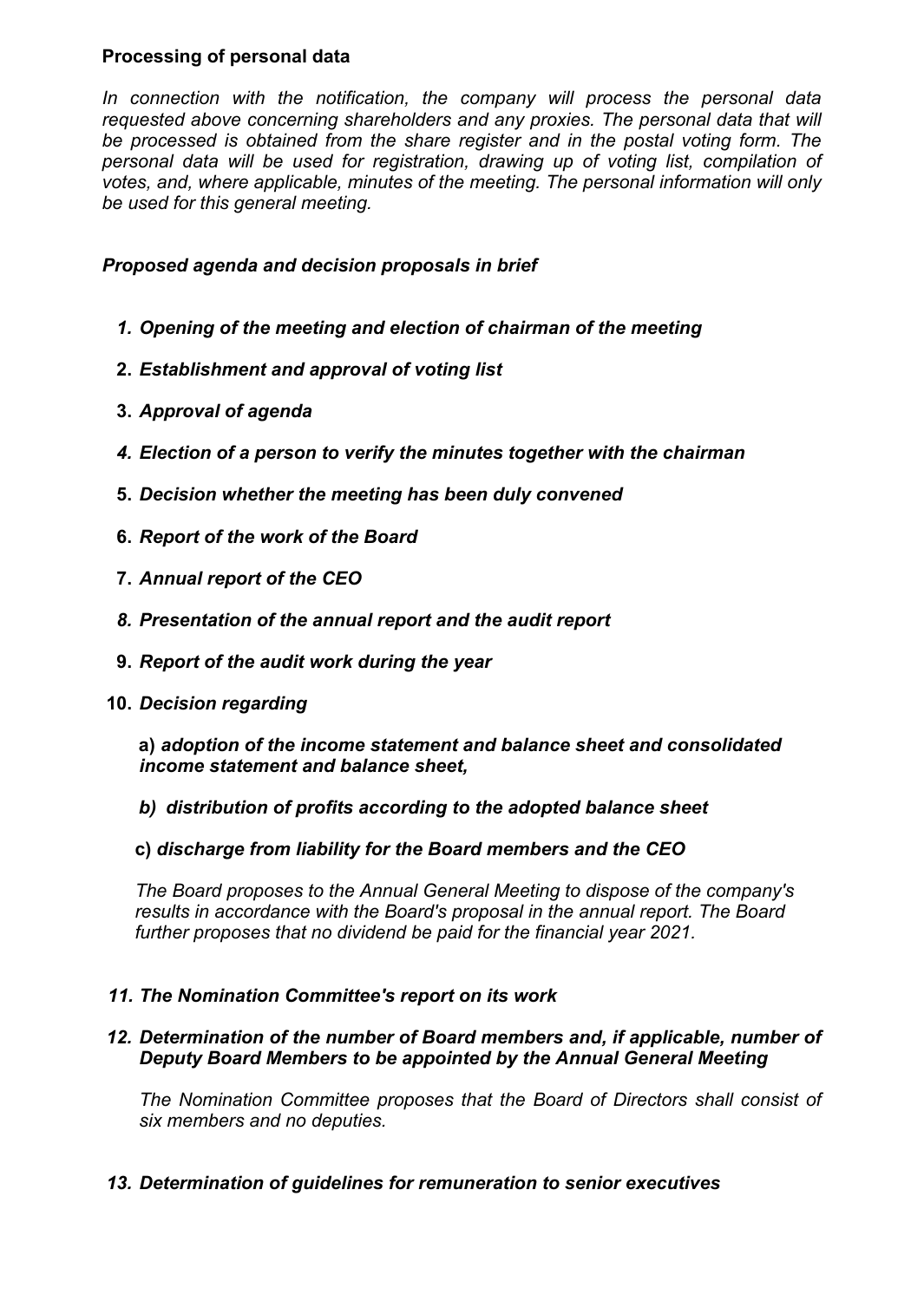**Processing of personal data**

*In connection with the notification, the company will process the personal data requested above concerning shareholders and any proxies. The personal data that will be processed is obtained from the share register and in the postal voting form. The personal data will be used for registration, drawing up of voting list, compilation of votes, and, where applicable, minutes of the meeting. The personal information will only be used for this general meeting.*

***Proposed agenda and decision proposals in brief***

1. ***Opening of the meeting and election of chairman of the meeting***
2. ***Establishment and approval of voting list***
3. ***Approval of agenda***
4. ***Election of a person to verify the minutes together with the chairman***
5. ***Decision whether the meeting has been duly convened***
6. ***Report of the work of the Board***
7. ***Annual report of the CEO***
8. ***Presentation of the annual report and the audit report***
9. ***Report of the audit work during the year***
10. ***Decision regarding***

    **a)** ***adoption of the income statement and balance sheet and consolidated income statement and balance sheet,***

    ***b) distribution of profits according to the adopted balance sheet***

    **c)** ***discharge from liability for the Board members and the CEO***

    *The Board proposes to the Annual General Meeting to dispose of the company's results in accordance with the Board's proposal in the annual report. The Board further proposes that no dividend be paid for the financial year 2021.*

11. ***The Nomination Committee's report on its work***
12. ***Determination of the number of Board members and, if applicable, number of Deputy Board Members to be appointed by the Annual General Meeting***

    *The Nomination Committee proposes that the Board of Directors shall consist of six members and no deputies.*

13. ***Determination of guidelines for remuneration to senior executives***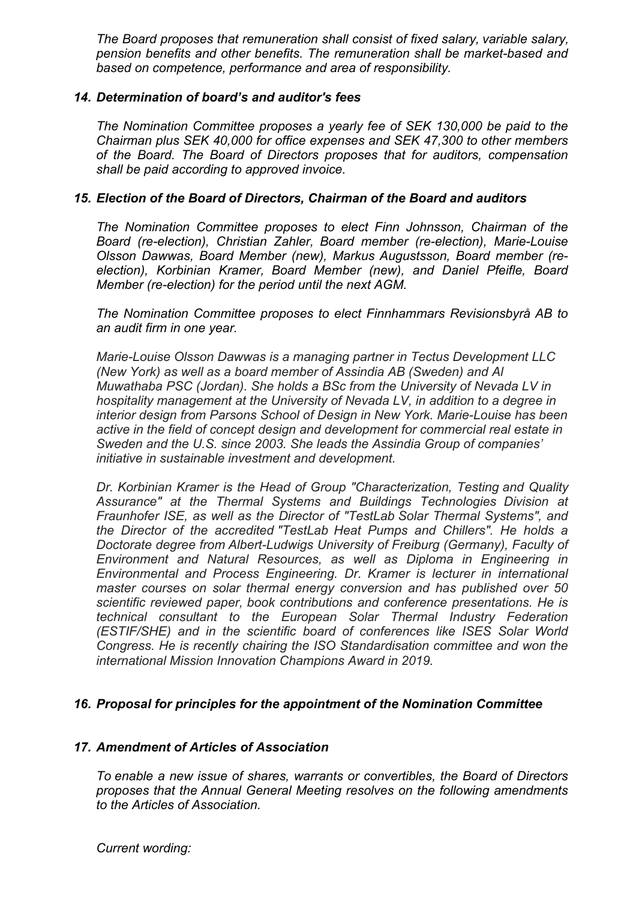*The Board proposes that remuneration shall consist of fixed salary, variable salary, pension benefits and other benefits. The remuneration shall be market-based and based on competence, performance and area of responsibility.*

### *14. Determination of board's and auditor's fees*

*The Nomination Committee proposes a yearly fee of SEK 130,000 be paid to the Chairman plus SEK 40,000 for office expenses and SEK 47,300 to other members of the Board. The Board of Directors proposes that for auditors, compensation shall be paid according to approved invoice.*

### *15. Election of the Board of Directors, Chairman of the Board and auditors*

*The Nomination Committee proposes to elect Finn Johnsson, Chairman of the Board (re-election), Christian Zahler, Board member (re-election), Marie-Louise Olsson Dawwas, Board Member (new), Markus Augustsson, Board member (re-election), Korbinian Kramer, Board Member (new), and Daniel Pfeifle, Board Member (re-election) for the period until the next AGM.*

*The Nomination Committee proposes to elect Finnhammars Revisionsbyrå AB to an audit firm in one year.*

*Marie-Louise Olsson Dawwas is a managing partner in Tectus Development LLC (New York) as well as a board member of Assindia AB (Sweden) and Al Muwathaba PSC (Jordan). She holds a BSc from the University of Nevada LV in hospitality management at the University of Nevada LV, in addition to a degree in interior design from Parsons School of Design in New York. Marie-Louise has been active in the field of concept design and development for commercial real estate in Sweden and the U.S. since 2003. She leads the Assindia Group of companies' initiative in sustainable investment and development.*

*Dr. Korbinian Kramer is the Head of Group "Characterization, Testing and Quality Assurance" at the Thermal Systems and Buildings Technologies Division at Fraunhofer ISE, as well as the Director of "TestLab Solar Thermal Systems", and the Director of the accredited "TestLab Heat Pumps and Chillers". He holds a Doctorate degree from Albert-Ludwigs University of Freiburg (Germany), Faculty of Environment and Natural Resources, as well as Diploma in Engineering in Environmental and Process Engineering. Dr. Kramer is lecturer in international master courses on solar thermal energy conversion and has published over 50 scientific reviewed paper, book contributions and conference presentations. He is technical consultant to the European Solar Thermal Industry Federation (ESTIF/SHE) and in the scientific board of conferences like ISES Solar World Congress. He is recently chairing the ISO Standardisation committee and won the international Mission Innovation Champions Award in 2019.*

### *16. Proposal for principles for the appointment of the Nomination Committee*

### *17. Amendment of Articles of Association*

*To enable a new issue of shares, warrants or convertibles, the Board of Directors proposes that the Annual General Meeting resolves on the following amendments to the Articles of Association.*

*Current wording:*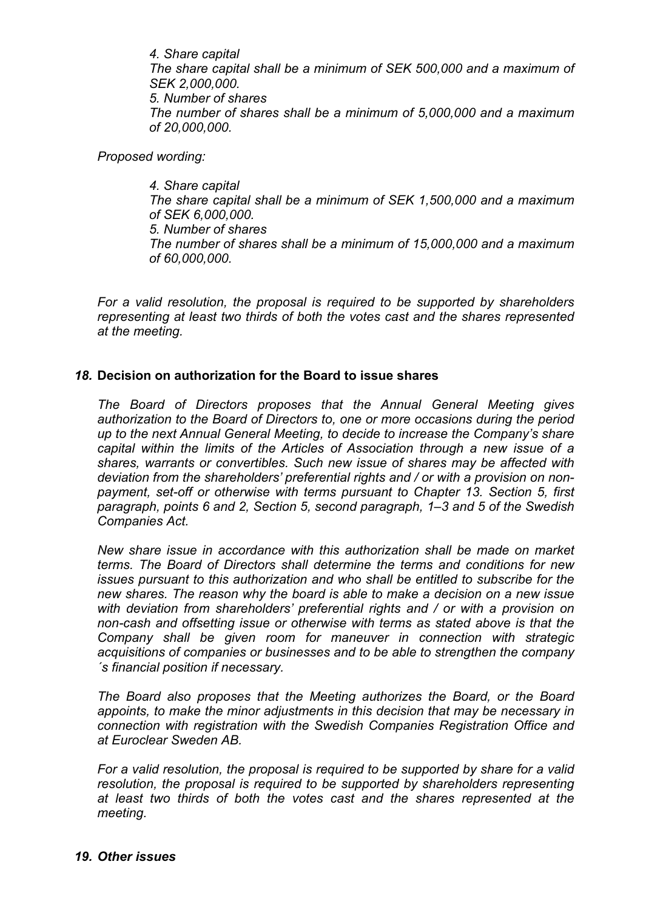*4. Share capital*
*The share capital shall be a minimum of SEK 500,000 and a maximum of SEK 2,000,000.*
*5. Number of shares*
*The number of shares shall be a minimum of 5,000,000 and a maximum of 20,000,000.*

*Proposed wording:*

*4. Share capital*
*The share capital shall be a minimum of SEK 1,500,000 and a maximum of SEK 6,000,000.*
*5. Number of shares*
*The number of shares shall be a minimum of 15,000,000 and a maximum of 60,000,000.*

*For a valid resolution, the proposal is required to be supported by shareholders representing at least two thirds of both the votes cast and the shares represented at the meeting.*

### *18.* Decision on authorization for the Board to issue shares

*The Board of Directors proposes that the Annual General Meeting gives authorization to the Board of Directors to, one or more occasions during the period up to the next Annual General Meeting, to decide to increase the Company's share capital within the limits of the Articles of Association through a new issue of a shares, warrants or convertibles. Such new issue of shares may be affected with deviation from the shareholders' preferential rights and / or with a provision on non-payment, set-off or otherwise with terms pursuant to Chapter 13. Section 5, first paragraph, points 6 and 2, Section 5, second paragraph, 1–3 and 5 of the Swedish Companies Act.*

*New share issue in accordance with this authorization shall be made on market terms. The Board of Directors shall determine the terms and conditions for new issues pursuant to this authorization and who shall be entitled to subscribe for the new shares. The reason why the board is able to make a decision on a new issue with deviation from shareholders' preferential rights and / or with a provision on non-cash and offsetting issue or otherwise with terms as stated above is that the Company shall be given room for maneuver in connection with strategic acquisitions of companies or businesses and to be able to strengthen the company ´s financial position if necessary.*

*The Board also proposes that the Meeting authorizes the Board, or the Board appoints, to make the minor adjustments in this decision that may be necessary in connection with registration with the Swedish Companies Registration Office and at Euroclear Sweden AB.*

*For a valid resolution, the proposal is required to be supported by share for a valid resolution, the proposal is required to be supported by shareholders representing at least two thirds of both the votes cast and the shares represented at the meeting.*

### *19. Other issues*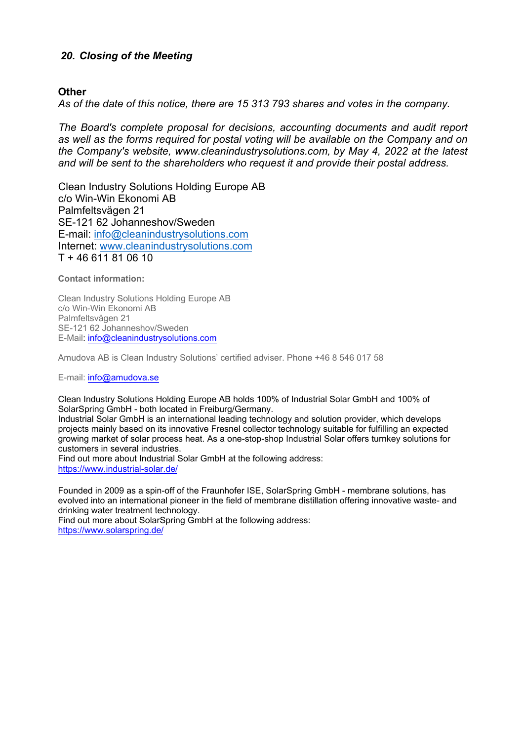### *20. Closing of the Meeting*

**Other**

*As of the date of this notice, there are 15 313 793 shares and votes in the company.*

*The Board's complete proposal for decisions, accounting documents and audit report as well as the forms required for postal voting will be available on the Company and on the Company's website, www.cleanindustrysolutions.com, by May 4, 2022 at the latest and will be sent to the shareholders who request it and provide their postal address.*

Clean Industry Solutions Holding Europe AB
c/o Win-Win Ekonomi AB
Palmfeltsvägen 21
SE-121 62 Johanneshov/Sweden
E-mail: info@cleanindustrysolutions.com
Internet: www.cleanindustrysolutions.com
T + 46 611 81 06 10

**Contact information:**

Clean Industry Solutions Holding Europe AB
c/o Win-Win Ekonomi AB
Palmfeltsvägen 21
SE-121 62 Johanneshov/Sweden
E-Mail: info@cleanindustrysolutions.com

Amudova AB is Clean Industry Solutions' certified adviser. Phone +46 8 546 017 58

E-mail: info@amudova.se

Clean Industry Solutions Holding Europe AB holds 100% of Industrial Solar GmbH and 100% of SolarSpring GmbH - both located in Freiburg/Germany.
Industrial Solar GmbH is an international leading technology and solution provider, which develops projects mainly based on its innovative Fresnel collector technology suitable for fulfilling an expected growing market of solar process heat. As a one-stop-shop Industrial Solar offers turnkey solutions for customers in several industries.
Find out more about Industrial Solar GmbH at the following address:
https://www.industrial-solar.de/

Founded in 2009 as a spin-off of the Fraunhofer ISE, SolarSpring GmbH - membrane solutions, has evolved into an international pioneer in the field of membrane distillation offering innovative waste- and drinking water treatment technology.
Find out more about SolarSpring GmbH at the following address:
https://www.solarspring.de/